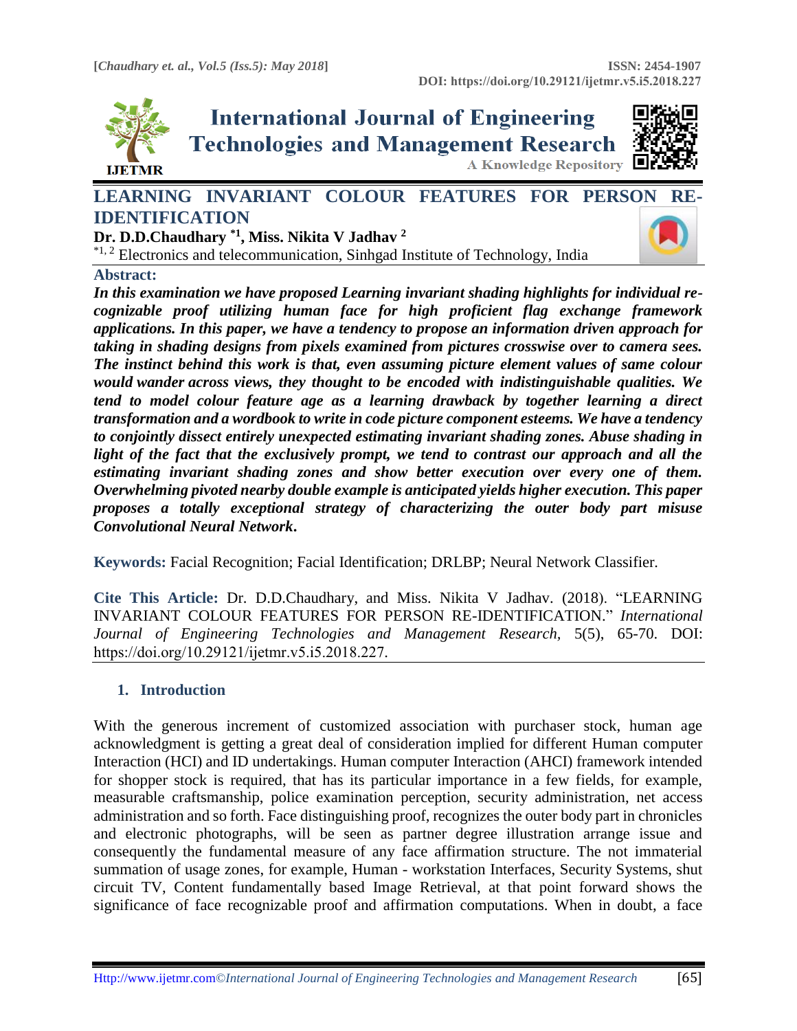# LEARNING INVARIANT COLOUR FEATURES FOR PERSON RE-IDENTIFICATION

**Dr. D.D.Chaudhary [*1], Miss. Nikita V Jadhav [2]**

[*1, 2] Electronics and telecommunication, Sinhgad Institute of Technology, India

## Abstract:

***In this examination we have proposed Learning invariant shading highlights for individual re-cognizable proof utilizing human face for high proficient flag exchange framework applications. In this paper, we have a tendency to propose an information driven approach for taking in shading designs from pixels examined from pictures crosswise over to camera sees. The instinct behind this work is that, even assuming picture element values of same colour would wander across views, they thought to be encoded with indistinguishable qualities. We tend to model colour feature age as a learning drawback by together learning a direct transformation and a wordbook to write in code picture component esteems. We have a tendency to conjointly dissect entirely unexpected estimating invariant shading zones. Abuse shading in light of the fact that the exclusively prompt, we tend to contrast our approach and all the estimating invariant shading zones and show better execution over every one of them. Overwhelming pivoted nearby double example is anticipated yields higher execution. This paper proposes a totally exceptional strategy of characterizing the outer body part misuse Convolutional Neural Network.***

**Keywords:** Facial Recognition; Facial Identification; DRLBP; Neural Network Classifier.

**Cite This Article:** Dr. D.D.Chaudhary, and Miss. Nikita V Jadhav. (2018). "LEARNING INVARIANT COLOUR FEATURES FOR PERSON RE-IDENTIFICATION." *International Journal of Engineering Technologies and Management Research,* 5(5), 65-70. DOI: https://doi.org/10.29121/ijetmr.v5.i5.2018.227.

## 1. Introduction

With the generous increment of customized association with purchaser stock, human age acknowledgment is getting a great deal of consideration implied for different Human computer Interaction (HCI) and ID undertakings. Human computer Interaction (AHCI) framework intended for shopper stock is required, that has its particular importance in a few fields, for example, measurable craftsmanship, police examination perception, security administration, net access administration and so forth. Face distinguishing proof, recognizes the outer body part in chronicles and electronic photographs, will be seen as partner degree illustration arrange issue and consequently the fundamental measure of any face affirmation structure. The not immaterial summation of usage zones, for example, Human - workstation Interfaces, Security Systems, shut circuit TV, Content fundamentally based Image Retrieval, at that point forward shows the significance of face recognizable proof and affirmation computations. When in doubt, a face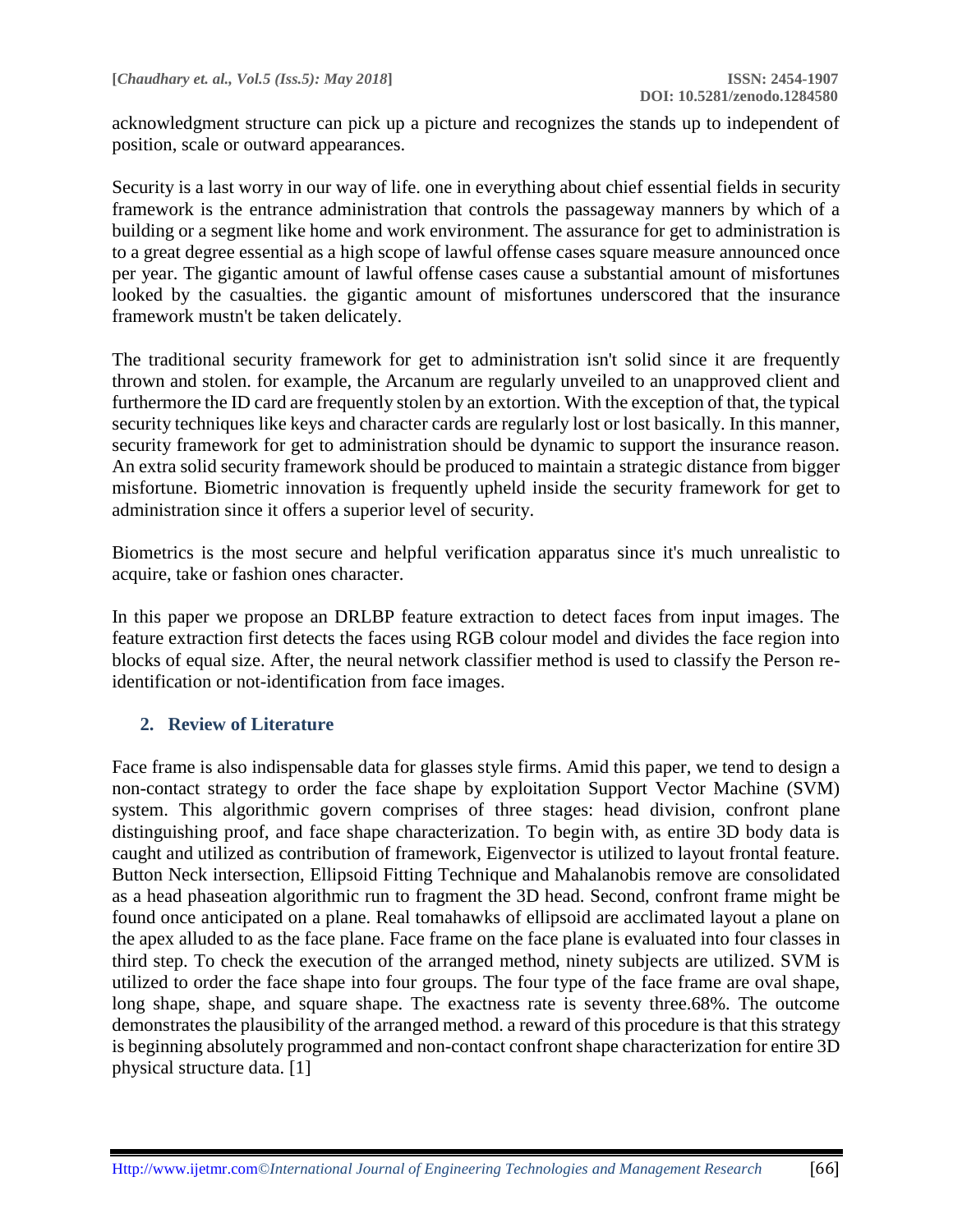acknowledgment structure can pick up a picture and recognizes the stands up to independent of position, scale or outward appearances.

Security is a last worry in our way of life. one in everything about chief essential fields in security framework is the entrance administration that controls the passageway manners by which of a building or a segment like home and work environment. The assurance for get to administration is to a great degree essential as a high scope of lawful offense cases square measure announced once per year. The gigantic amount of lawful offense cases cause a substantial amount of misfortunes looked by the casualties. the gigantic amount of misfortunes underscored that the insurance framework mustn't be taken delicately.

The traditional security framework for get to administration isn't solid since it are frequently thrown and stolen. for example, the Arcanum are regularly unveiled to an unapproved client and furthermore the ID card are frequently stolen by an extortion. With the exception of that, the typical security techniques like keys and character cards are regularly lost or lost basically. In this manner, security framework for get to administration should be dynamic to support the insurance reason. An extra solid security framework should be produced to maintain a strategic distance from bigger misfortune. Biometric innovation is frequently upheld inside the security framework for get to administration since it offers a superior level of security.

Biometrics is the most secure and helpful verification apparatus since it's much unrealistic to acquire, take or fashion ones character.

In this paper we propose an DRLBP feature extraction to detect faces from input images. The feature extraction first detects the faces using RGB colour model and divides the face region into blocks of equal size. After, the neural network classifier method is used to classify the Person re-identification or not-identification from face images.

## 2. Review of Literature

Face frame is also indispensable data for glasses style firms. Amid this paper, we tend to design a non-contact strategy to order the face shape by exploitation Support Vector Machine (SVM) system. This algorithmic govern comprises of three stages: head division, confront plane distinguishing proof, and face shape characterization. To begin with, as entire 3D body data is caught and utilized as contribution of framework, Eigenvector is utilized to layout frontal feature. Button Neck intersection, Ellipsoid Fitting Technique and Mahalanobis remove are consolidated as a head phaseation algorithmic run to fragment the 3D head. Second, confront frame might be found once anticipated on a plane. Real tomahawks of ellipsoid are acclimated layout a plane on the apex alluded to as the face plane. Face frame on the face plane is evaluated into four classes in third step. To check the execution of the arranged method, ninety subjects are utilized. SVM is utilized to order the face shape into four groups. The four type of the face frame are oval shape, long shape, shape, and square shape. The exactness rate is seventy three.68%. The outcome demonstrates the plausibility of the arranged method. a reward of this procedure is that this strategy is beginning absolutely programmed and non-contact confront shape characterization for entire 3D physical structure data. [1]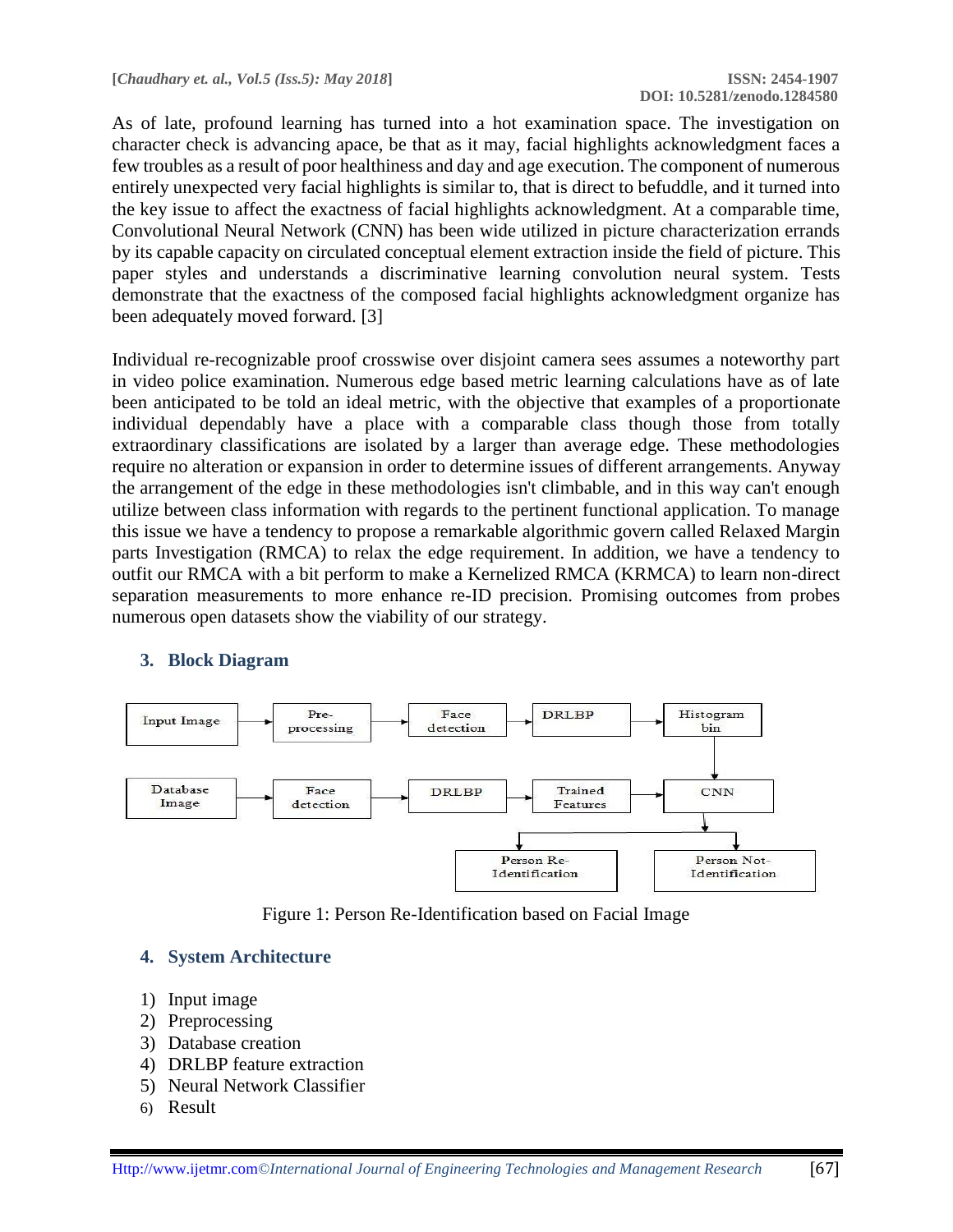As of late, profound learning has turned into a hot examination space. The investigation on character check is advancing apace, be that as it may, facial highlights acknowledgment faces a few troubles as a result of poor healthiness and day and age execution. The component of numerous entirely unexpected very facial highlights is similar to, that is direct to befuddle, and it turned into the key issue to affect the exactness of facial highlights acknowledgment. At a comparable time, Convolutional Neural Network (CNN) has been wide utilized in picture characterization errands by its capable capacity on circulated conceptual element extraction inside the field of picture. This paper styles and understands a discriminative learning convolution neural system. Tests demonstrate that the exactness of the composed facial highlights acknowledgment organize has been adequately moved forward. [3]

Individual re-recognizable proof crosswise over disjoint camera sees assumes a noteworthy part in video police examination. Numerous edge based metric learning calculations have as of late been anticipated to be told an ideal metric, with the objective that examples of a proportionate individual dependably have a place with a comparable class though those from totally extraordinary classifications are isolated by a larger than average edge. These methodologies require no alteration or expansion in order to determine issues of different arrangements. Anyway the arrangement of the edge in these methodologies isn't climbable, and in this way can't enough utilize between class information with regards to the pertinent functional application. To manage this issue we have a tendency to propose a remarkable algorithmic govern called Relaxed Margin parts Investigation (RMCA) to relax the edge requirement. In addition, we have a tendency to outfit our RMCA with a bit perform to make a Kernelized RMCA (KRMCA) to learn non-direct separation measurements to more enhance re-ID precision. Promising outcomes from probes numerous open datasets show the viability of our strategy.

## 3. Block Diagram

Input Image → Pre-processing → Face detection → DRLBP → Histogram bin → CNN

Database Image → Face detection → DRLBP → Trained Features → CNN

CNN → Person Re-Identification / Person Not-Identification

Figure 1: Person Re-Identification based on Facial Image

## 4. System Architecture

1) Input image
2) Preprocessing
3) Database creation
4) DRLBP feature extraction
5) Neural Network Classifier
6) Result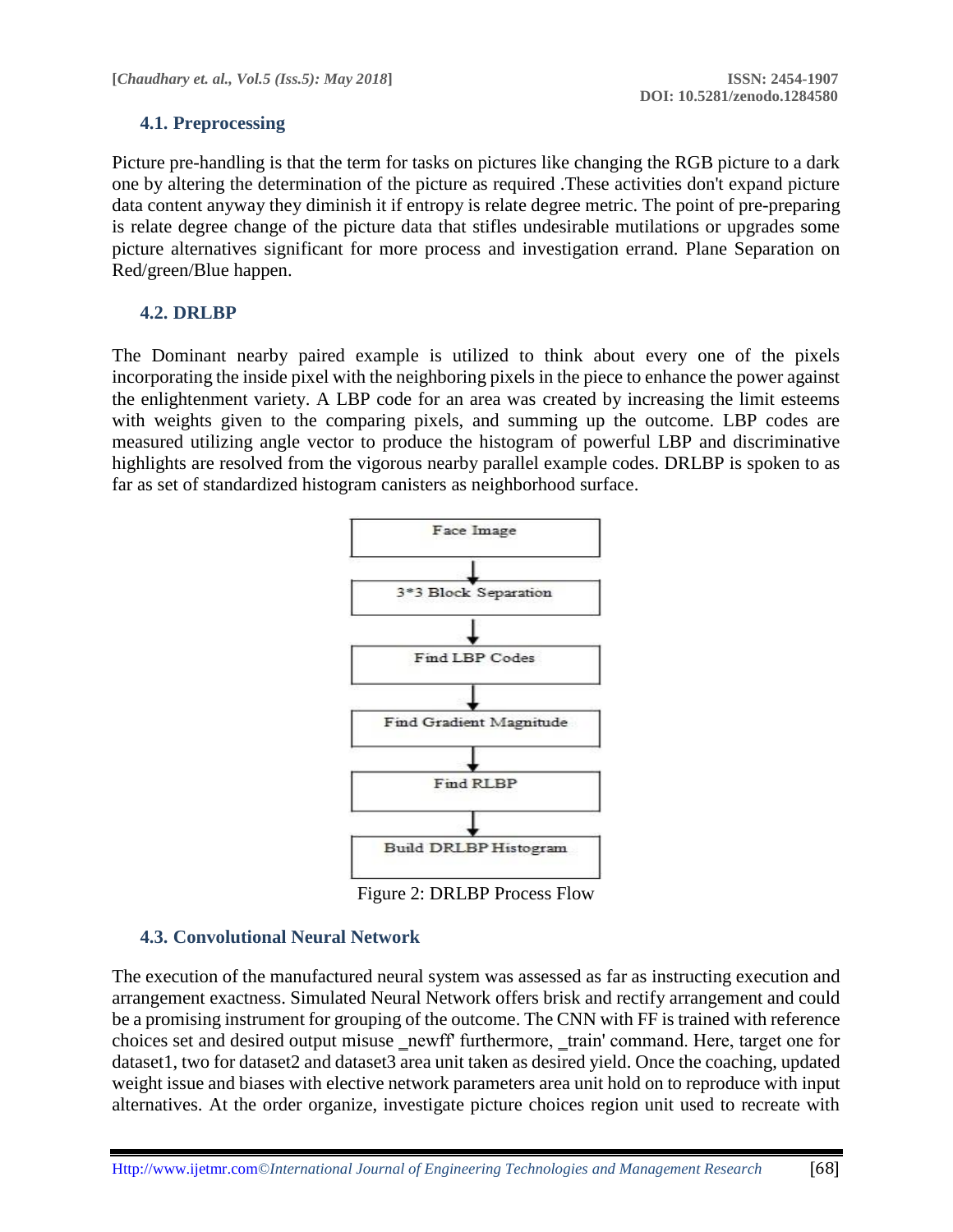### 4.1. Preprocessing

Picture pre-handling is that the term for tasks on pictures like changing the RGB picture to a dark one by altering the determination of the picture as required .These activities don't expand picture data content anyway they diminish it if entropy is relate degree metric. The point of pre-preparing is relate degree change of the picture data that stifles undesirable mutilations or upgrades some picture alternatives significant for more process and investigation errand. Plane Separation on Red/green/Blue happen.

### 4.2. DRLBP

The Dominant nearby paired example is utilized to think about every one of the pixels incorporating the inside pixel with the neighboring pixels in the piece to enhance the power against the enlightenment variety. A LBP code for an area was created by increasing the limit esteems with weights given to the comparing pixels, and summing up the outcome. LBP codes are measured utilizing angle vector to produce the histogram of powerful LBP and discriminative highlights are resolved from the vigorous nearby parallel example codes. DRLBP is spoken to as far as set of standardized histogram canisters as neighborhood surface.

Face Image → 3*3 Block Separation → Find LBP Codes → Find Gradient Magnitude → Find RLBP → Build DRLBP Histogram

Figure 2: DRLBP Process Flow

### 4.3. Convolutional Neural Network

The execution of the manufactured neural system was assessed as far as instructing execution and arrangement exactness. Simulated Neural Network offers brisk and rectify arrangement and could be a promising instrument for grouping of the outcome. The CNN with FF is trained with reference choices set and desired output misuse _newff' furthermore, _train' command. Here, target one for dataset1, two for dataset2 and dataset3 area unit taken as desired yield. Once the coaching, updated weight issue and biases with elective network parameters area unit hold on to reproduce with input alternatives. At the order organize, investigate picture choices region unit used to recreate with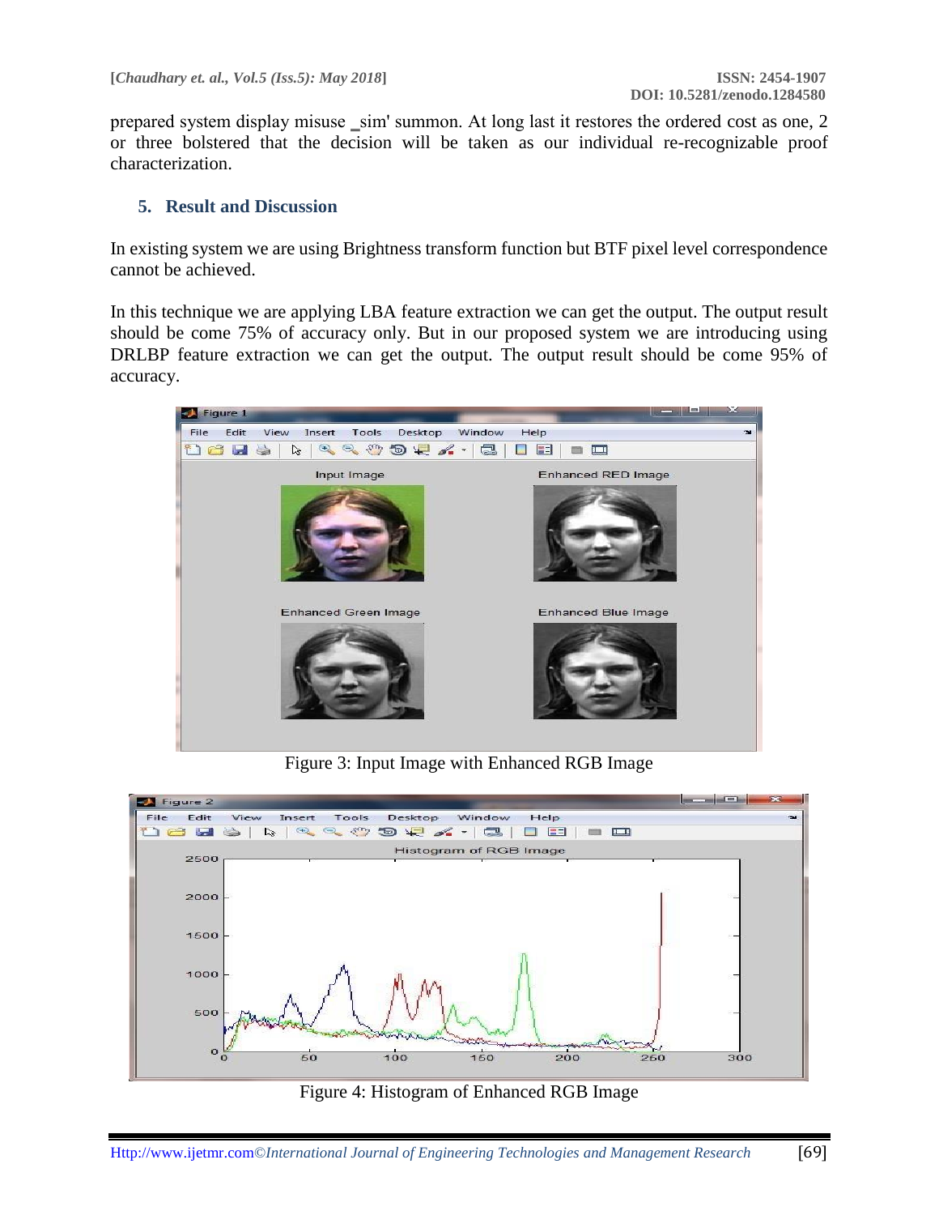prepared system display misuse _sim' summon. At long last it restores the ordered cost as one, 2 or three bolstered that the decision will be taken as our individual re-recognizable proof characterization.

## 5. Result and Discussion

In existing system we are using Brightness transform function but BTF pixel level correspondence cannot be achieved.

In this technique we are applying LBA feature extraction we can get the output. The output result should be come 75% of accuracy only. But in our proposed system we are introducing using DRLBP feature extraction we can get the output. The output result should be come 95% of accuracy.

Figure 3: Input Image with Enhanced RGB Image

Figure 4: Histogram of Enhanced RGB Image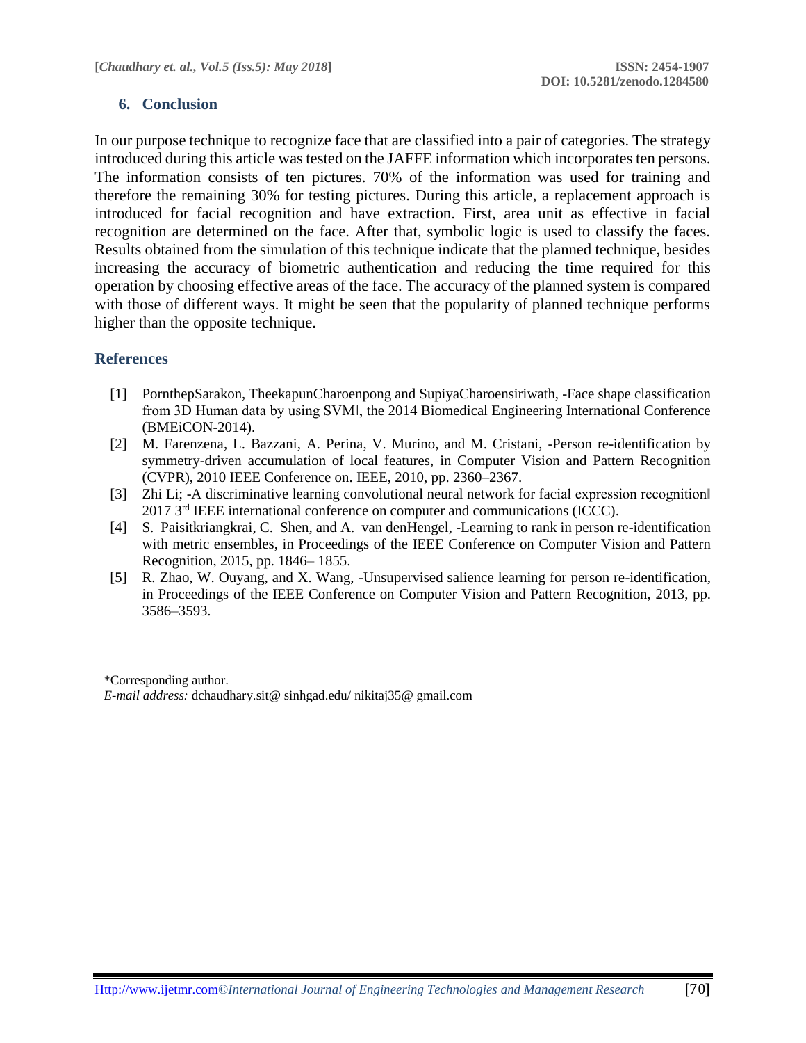## 6. Conclusion

In our purpose technique to recognize face that are classified into a pair of categories. The strategy introduced during this article was tested on the JAFFE information which incorporates ten persons. The information consists of ten pictures. 70% of the information was used for training and therefore the remaining 30% for testing pictures. During this article, a replacement approach is introduced for facial recognition and have extraction. First, area unit as effective in facial recognition are determined on the face. After that, symbolic logic is used to classify the faces. Results obtained from the simulation of this technique indicate that the planned technique, besides increasing the accuracy of biometric authentication and reducing the time required for this operation by choosing effective areas of the face. The accuracy of the planned system is compared with those of different ways. It might be seen that the popularity of planned technique performs higher than the opposite technique.

## References

[1] PornthepSarakon, TheekapunCharoenpong and SupiyaCharoensiriwath, -Face shape classification from 3D Human data by using SVM‖, the 2014 Biomedical Engineering International Conference (BMEiCON-2014).

[2] M. Farenzena, L. Bazzani, A. Perina, V. Murino, and M. Cristani, -Person re-identification by symmetry-driven accumulation of local features, in Computer Vision and Pattern Recognition (CVPR), 2010 IEEE Conference on. IEEE, 2010, pp. 2360–2367.

[3] Zhi Li; -A discriminative learning convolutional neural network for facial expression recognition‖ 2017 3rd IEEE international conference on computer and communications (ICCC).

[4] S. Paisitkriangkrai, C. Shen, and A. van denHengel, -Learning to rank in person re-identification with metric ensembles, in Proceedings of the IEEE Conference on Computer Vision and Pattern Recognition, 2015, pp. 1846– 1855.

[5] R. Zhao, W. Ouyang, and X. Wang, -Unsupervised salience learning for person re-identification, in Proceedings of the IEEE Conference on Computer Vision and Pattern Recognition, 2013, pp. 3586–3593.

*Corresponding author.

*E-mail address:* dchaudhary.sit@ sinhgad.edu/ nikitaj35@ gmail.com